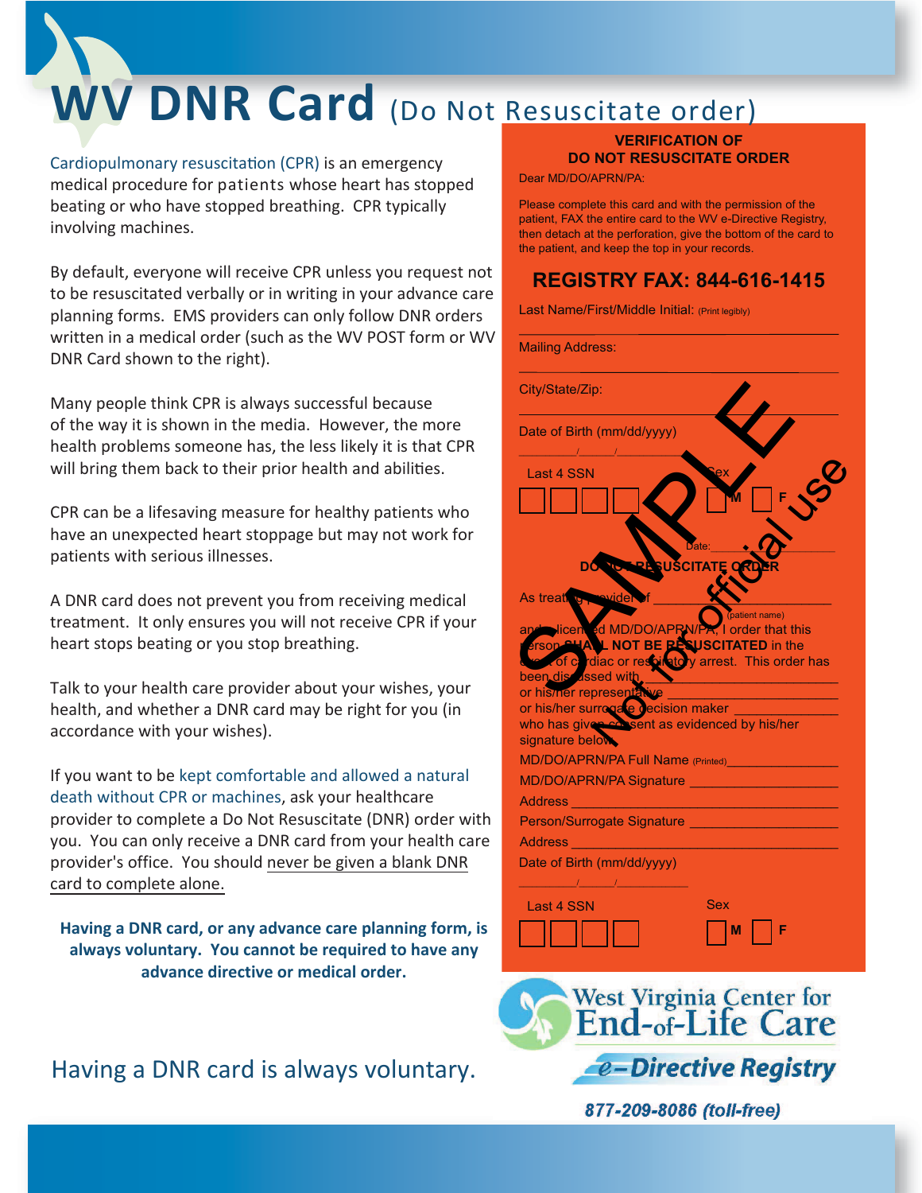# WV DNR Card (Do Not Resuscitate order)

Cardiopulmonary resuscitation (CPR) is an emergency medical procedure for patients whose heart has stopped beating or who have stopped breathing. CPR typically involving machines.

By default, everyone will receive CPR unless you request not to be resuscitated verbally or in writing in your advance care planning forms. EMS providers can only follow DNR orders written in a medical order (such as the WV POST form or WV DNR Card shown to the right).

Many people think CPR is always successful because of the way it is shown in the media. However, the more health problems someone has, the less likely it is that CPR will bring them back to their prior health and abilities.

CPR can be a lifesaving measure for healthy patients who have an unexpected heart stoppage but may not work for patients with serious illnesses.

A DNR card does not prevent you from receiving medical treatment. It only ensures you will not receive CPR if your heart stops beating or you stop breathing.

Talk to your health care provider about your wishes, your health, and whether a DNR card may be right for you (in accordance with your wishes).

If you want to be kept comfortable and allowed a natural death without CPR or machines, ask your healthcare provider to complete a Do Not Resuscitate (DNR) order with you. You can only receive a DNR card from your health care provider's office. You should never be given a blank DNR card to complete alone.

**Having a DNR card, or any advance care planning form, is always voluntary. You cannot be required to have any advance directive or medical order.**

Having a DNR card is always voluntary.

---

**VERIFICATION OF DO NOT RESUSCITATE ORDER**

SAMPLE — Not for official use

Dear MD/DO/APRN/PA:

Please complete this card and with the permission of the patient, FAX the entire card to the WV e-Directive Registry, then detach at the perforation, give the bottom of the card to the patient, and keep the top in your records.

**REGISTRY FAX: 844-616-1415**

Last Name/First/Middle Initial: (Print legibly) ____________________

Mailing Address: ____________________

City/State/Zip: ____________________

Date of Birth (mm/dd/yyyy) ____/____/________

Last 4 SSN ☐☐☐☐ Sex ☐ M ☐ F

Date: ____________

**DO NOT RESUSCITATE ORDER**

As treating provider of ____________________ (patient name) and a licensed MD/DO/APRN/PA, I order that this person **SHALL NOT BE RESUSCITATED** in the event of cardiac or respiratory arrest. This order has been discussed with ____________________ or his/her representative ____________________ or his/her surrogate decision maker ____________________ who has given consent as evidenced by his/her signature below.

MD/DO/APRN/PA Full Name (Printed) ____________________

MD/DO/APRN/PA Signature ____________________

Address ____________________

Person/Surrogate Signature ____________________

Address ____________________

Date of Birth (mm/dd/yyyy) ____/____/________

Last 4 SSN ☐☐☐☐ Sex ☐ M ☐ F

West Virginia Center for End-of-Life Care

e-Directive Registry

877-209-8086 (toll-free)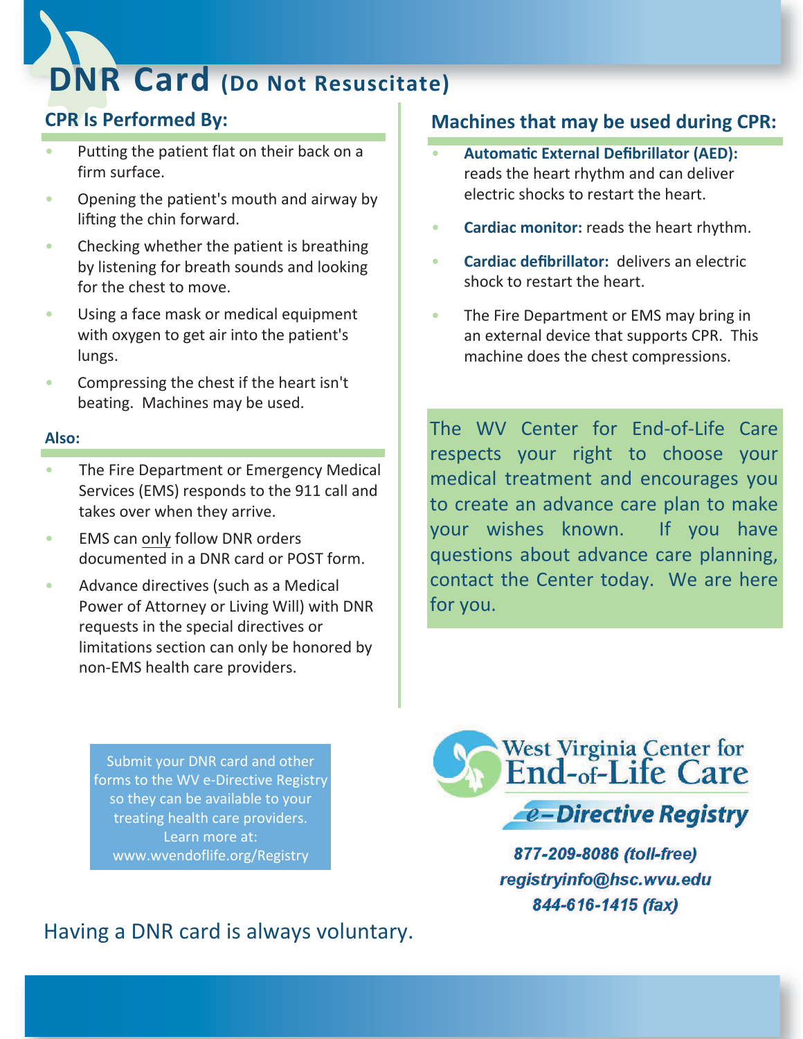# DNR Card (Do Not Resuscitate)

## CPR Is Performed By:

- Putting the patient flat on their back on a firm surface.
- Opening the patient's mouth and airway by lifting the chin forward.
- Checking whether the patient is breathing by listening for breath sounds and looking for the chest to move.
- Using a face mask or medical equipment with oxygen to get air into the patient's lungs.
- Compressing the chest if the heart isn't beating. Machines may be used.

### Also:

- The Fire Department or Emergency Medical Services (EMS) responds to the 911 call and takes over when they arrive.
- EMS can only follow DNR orders documented in a DNR card or POST form.
- Advance directives (such as a Medical Power of Attorney or Living Will) with DNR requests in the special directives or limitations section can only be honored by non-EMS health care providers.

## Machines that may be used during CPR:

- **Automatic External Defibrillator (AED):** reads the heart rhythm and can deliver electric shocks to restart the heart.
- **Cardiac monitor:** reads the heart rhythm.
- **Cardiac defibrillator:** delivers an electric shock to restart the heart.
- The Fire Department or EMS may bring in an external device that supports CPR. This machine does the chest compressions.

The WV Center for End-of-Life Care respects your right to choose your medical treatment and encourages you to create an advance care plan to make your wishes known. If you have questions about advance care planning, contact the Center today. We are here for you.

Submit your DNR card and other forms to the WV e-Directive Registry so they can be available to your treating health care providers. Learn more at: www.wvendoflife.org/Registry

West Virginia Center for End-of-Life Care

*e–Directive Registry*

*877-209-8086 (toll-free)*
*registryinfo@hsc.wvu.edu*
*844-616-1415 (fax)*

Having a DNR card is always voluntary.